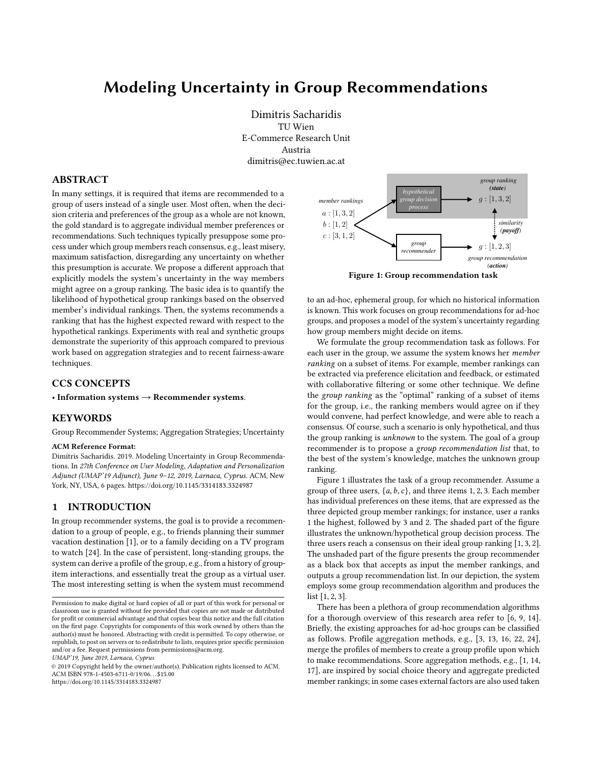# Modeling Uncertainty in Group Recommendations

Dimitris Sacharidis
TU Wien
E-Commerce Research Unit
Austria
dimitris@ec.tuwien.ac.at

## ABSTRACT

In many settings, it is required that items are recommended to a group of users instead of a single user. Most often, when the decision criteria and preferences of the group as a whole are not known, the gold standard is to aggregate individual member preferences or recommendations. Such techniques typically presuppose some process under which group members reach consensus, e.g., least misery, maximum satisfaction, disregarding any uncertainty on whether this presumption is accurate. We propose a different approach that explicitly models the system's uncertainty in the way members might agree on a group ranking. The basic idea is to quantify the likelihood of hypothetical group rankings based on the observed member's individual rankings. Then, the systems recommends a ranking that has the highest expected reward with respect to the hypothetical rankings. Experiments with real and synthetic groups demonstrate the superiority of this approach compared to previous work based on aggregation strategies and to recent fairness-aware techniques.

## CCS CONCEPTS

• **Information systems → Recommender systems**.

## KEYWORDS

Group Recommender Systems; Aggregation Strategies; Uncertainty

**ACM Reference Format:**
Dimitris Sacharidis. 2019. Modeling Uncertainty in Group Recommendations. In *27th Conference on User Modeling, Adaptation and Personalization Adjunct (UMAP'19 Adjunct), June 9–12, 2019, Larnaca, Cyprus.* ACM, New York, NY, USA, 6 pages. https://doi.org/10.1145/3314183.3324987

## 1 INTRODUCTION

In group recommender systems, the goal is to provide a recommendation to a group of people, e.g., to friends planning their summer vacation destination [1], or to a family deciding on a TV program to watch [24]. In the case of persistent, long-standing groups, the system can derive a profile of the group, e.g., from a history of group-item interactions, and essentially treat the group as a virtual user. The most interesting setting is when the system must recommend to an ad-hoc, ephemeral group, for which no historical information is known. This work focuses on group recommendations for ad-hoc groups, and proposes a model of the system's uncertainty regarding how group members might decide on items.

member rankings: $a : [1, 3, 2]$, $b : [1, 2]$, $c : [3, 1, 2]$ → hypothetical group decision process → group ranking (*state*) $g : [1, 3, 2]$; group recommender → $g : [1, 2, 3]$ group recommendation (*action*); similarity (*payoff*)

**Figure 1: Group recommendation task**

We formulate the group recommendation task as follows. For each user in the group, we assume the system knows her *member ranking* on a subset of items. For example, member rankings can be extracted via preference elicitation and feedback, or estimated with collaborative filtering or some other technique. We define the *group ranking* as the "optimal" ranking of a subset of items for the group, i.e., the ranking members would agree on if they would convene, had perfect knowledge, and were able to reach a consensus. Of course, such a scenario is only hypothetical, and thus the group ranking is *unknown* to the system. The goal of a group recommender is to propose a *group recommendation list* that, to the best of the system's knowledge, matches the unknown group ranking.

Figure 1 illustrates the task of a group recommender. Assume a group of three users, $\{a, b, c\}$, and three items 1, 2, 3. Each member has individual preferences on these items, that are expressed as the three depicted group member rankings; for instance, user $a$ ranks 1 the highest, followed by 3 and 2. The shaded part of the figure illustrates the unknown/hypothetical group decision process. The three users reach a consensus on their ideal group ranking [1, 3, 2]. The unshaded part of the figure presents the group recommender as a black box that accepts as input the member rankings, and outputs a group recommendation list. In our depiction, the system employs some group recommendation algorithm and produces the list [1, 2, 3].

There has been a plethora of group recommendation algorithms for a thorough overview of this research area refer to [6, 9, 14]. Briefly, the existing approaches for ad-hoc groups can be classified as follows. Profile aggregation methods, e.g., [3, 13, 16, 22, 24], merge the profiles of members to create a group profile upon which to make recommendations. Score aggregation methods, e.g., [1, 14, 17], are inspired by social choice theory and aggregate predicted member rankings; in some cases external factors are also used taken

---

Permission to make digital or hard copies of all or part of this work for personal or classroom use is granted without fee provided that copies are not made or distributed for profit or commercial advantage and that copies bear this notice and the full citation on the first page. Copyrights for components of this work owned by others than the author(s) must be honored. Abstracting with credit is permitted. To copy otherwise, or republish, to post on servers or to redistribute to lists, requires prior specific permission and/or a fee. Request permissions from permissions@acm.org.
*UMAP'19, June 2019, Larnaca, Cyprus*
© 2019 Copyright held by the owner/author(s). Publication rights licensed to ACM.
ACM ISBN 978-1-4503-6711-0/19/06…$15.00
https://doi.org/10.1145/3314183.3324987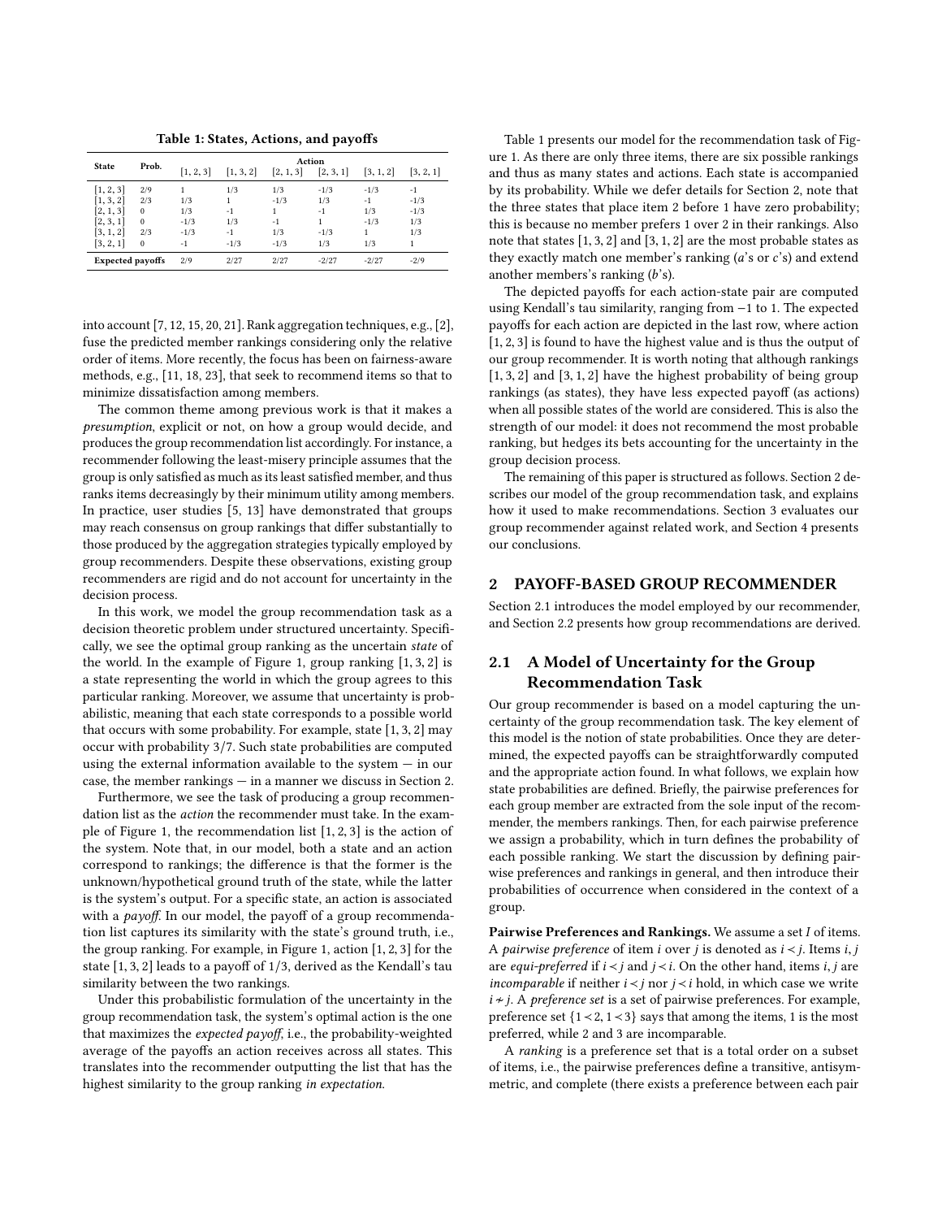Table 1: States, Actions, and payoffs

| State | Prob. | Action | | | | | |
|---|---|---|---|---|---|---|---|
| | | [1, 2, 3] | [1, 3, 2] | [2, 1, 3] | [2, 3, 1] | [3, 1, 2] | [3, 2, 1] |
| [1, 2, 3] | 2/9 | 1 | 1/3 | 1/3 | -1/3 | -1/3 | -1 |
| [1, 3, 2] | 2/3 | 1/3 | 1 | -1/3 | 1/3 | -1 | -1/3 |
| [2, 1, 3] | 0 | 1/3 | -1 | 1 | -1 | 1/3 | -1/3 |
| [2, 3, 1] | 0 | -1/3 | 1/3 | -1 | 1 | -1/3 | 1/3 |
| [3, 1, 2] | 2/3 | -1/3 | -1 | 1/3 | -1/3 | 1 | 1/3 |
| [3, 2, 1] | 0 | -1 | -1/3 | -1/3 | 1/3 | 1/3 | 1 |
| **Expected payoffs** | | 2/9 | 2/27 | 2/27 | -2/27 | -2/27 | -2/9 |

into account [7, 12, 15, 20, 21]. Rank aggregation techniques, e.g., [2], fuse the predicted member rankings considering only the relative order of items. More recently, the focus has been on fairness-aware methods, e.g., [11, 18, 23], that seek to recommend items so that to minimize dissatisfaction among members.

The common theme among previous work is that it makes a *presumption*, explicit or not, on how a group would decide, and produces the group recommendation list accordingly. For instance, a recommender following the least-misery principle assumes that the group is only satisfied as much as its least satisfied member, and thus ranks items decreasingly by their minimum utility among members. In practice, user studies [5, 13] have demonstrated that groups may reach consensus on group rankings that differ substantially to those produced by the aggregation strategies typically employed by group recommenders. Despite these observations, existing group recommenders are rigid and do not account for uncertainty in the decision process.

In this work, we model the group recommendation task as a decision theoretic problem under structured uncertainty. Specifically, we see the optimal group ranking as the uncertain *state* of the world. In the example of Figure 1, group ranking [1, 3, 2] is a state representing the world in which the group agrees to this particular ranking. Moreover, we assume that uncertainty is probabilistic, meaning that each state corresponds to a possible world that occurs with some probability. For example, state [1, 3, 2] may occur with probability 3/7. Such state probabilities are computed using the external information available to the system — in our case, the member rankings — in a manner we discuss in Section 2.

Furthermore, we see the task of producing a group recommendation list as the *action* the recommender must take. In the example of Figure 1, the recommendation list [1, 2, 3] is the action of the system. Note that, in our model, both a state and an action correspond to rankings; the difference is that the former is the unknown/hypothetical ground truth of the state, while the latter is the system's output. For a specific state, an action is associated with a *payoff*. In our model, the payoff of a group recommendation list captures its similarity with the state's ground truth, i.e., the group ranking. For example, in Figure 1, action [1, 2, 3] for the state [1, 3, 2] leads to a payoff of 1/3, derived as the Kendall's tau similarity between the two rankings.

Under this probabilistic formulation of the uncertainty in the group recommendation task, the system's optimal action is the one that maximizes the *expected payoff*, i.e., the probability-weighted average of the payoffs an action receives across all states. This translates into the recommender outputting the list that has the highest similarity to the group ranking *in expectation*.

Table 1 presents our model for the recommendation task of Figure 1. As there are only three items, there are six possible rankings and thus as many states and actions. Each state is accompanied by its probability. While we defer details for Section 2, note that the three states that place item 2 before 1 have zero probability; this is because no member prefers 1 over 2 in their rankings. Also note that states [1, 3, 2] and [3, 1, 2] are the most probable states as they exactly match one member's ranking ($a$'s or $c$'s) and extend another members's ranking ($b$'s).

The depicted payoffs for each action-state pair are computed using Kendall's tau similarity, ranging from −1 to 1. The expected payoffs for each action are depicted in the last row, where action [1, 2, 3] is found to have the highest value and is thus the output of our group recommender. It is worth noting that although rankings [1, 3, 2] and [3, 1, 2] have the highest probability of being group rankings (as states), they have less expected payoff (as actions) when all possible states of the world are considered. This is also the strength of our model: it does not recommend the most probable ranking, but hedges its bets accounting for the uncertainty in the group decision process.

The remaining of this paper is structured as follows. Section 2 describes our model of the group recommendation task, and explains how it used to make recommendations. Section 3 evaluates our group recommender against related work, and Section 4 presents our conclusions.

## 2 PAYOFF-BASED GROUP RECOMMENDER

Section 2.1 introduces the model employed by our recommender, and Section 2.2 presents how group recommendations are derived.

### 2.1 A Model of Uncertainty for the Group Recommendation Task

Our group recommender is based on a model capturing the uncertainty of the group recommendation task. The key element of this model is the notion of state probabilities. Once they are determined, the expected payoffs can be straightforwardly computed and the appropriate action found. In what follows, we explain how state probabilities are defined. Briefly, the pairwise preferences for each group member are extracted from the sole input of the recommender, the members rankings. Then, for each pairwise preference we assign a probability, which in turn defines the probability of each possible ranking. We start the discussion by defining pairwise preferences and rankings in general, and then introduce their probabilities of occurrence when considered in the context of a group.

**Pairwise Preferences and Rankings.** We assume a set $I$ of items. A *pairwise preference* of item $i$ over $j$ is denoted as $i \prec j$. Items $i, j$ are *equi-preferred* if $i \prec j$ and $j \prec i$. On the other hand, items $i, j$ are *incomparable* if neither $i \prec j$ nor $j \prec i$ hold, in which case we write $i \nsim j$. A *preference set* is a set of pairwise preferences. For example, preference set $\{1 \prec 2, 1 \prec 3\}$ says that among the items, 1 is the most preferred, while 2 and 3 are incomparable.

A *ranking* is a preference set that is a total order on a subset of items, i.e., the pairwise preferences define a transitive, antisymmetric, and complete (there exists a preference between each pair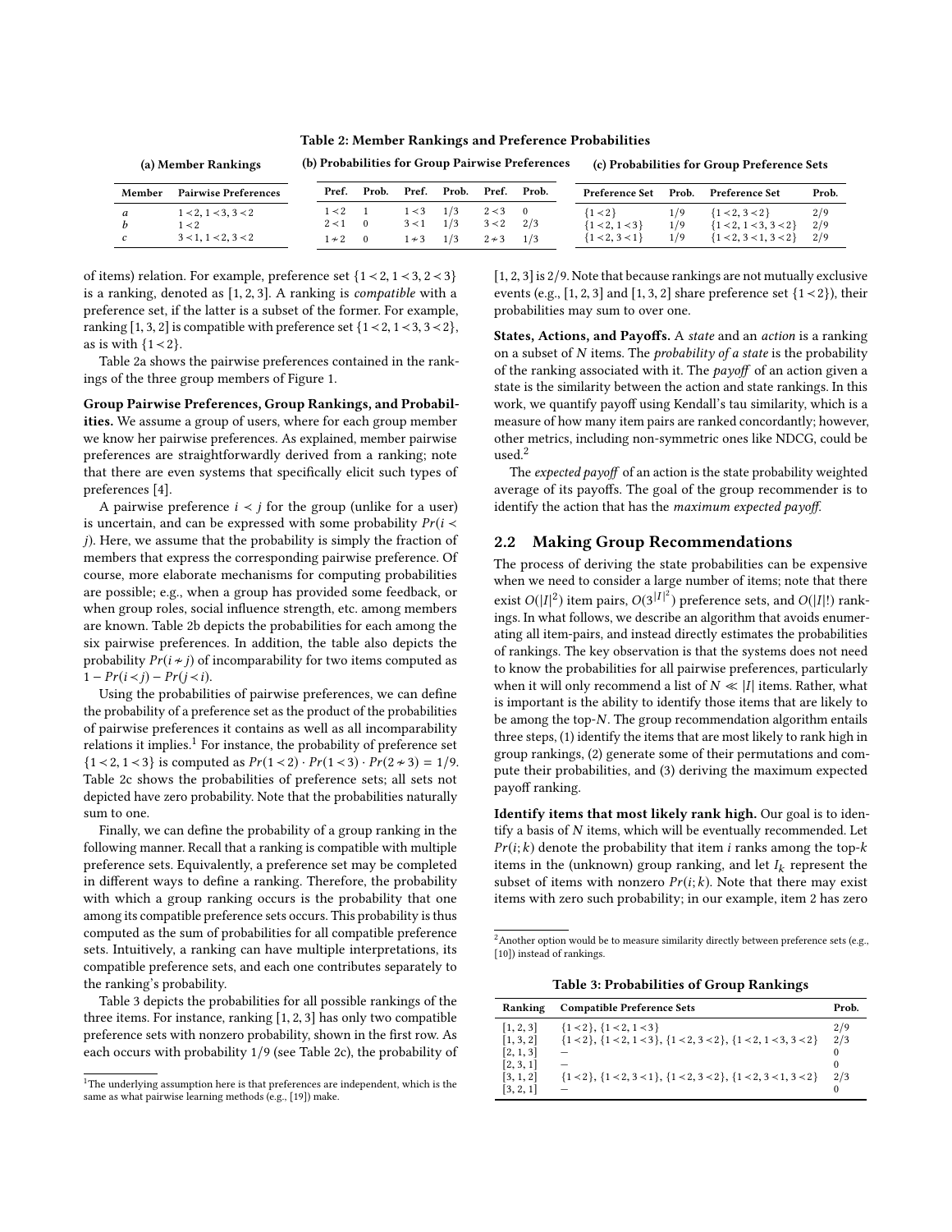**Table 2: Member Rankings and Preference Probabilities**

(a) Member Rankings

| Member | Pairwise Preferences |
|---|---|
| $a$ | $1 \prec 2, 1 \prec 3, 3 \prec 2$ |
| $b$ | $1 \prec 2$ |
| $c$ | $3 \prec 1, 1 \prec 2, 3 \prec 2$ |

(b) Probabilities for Group Pairwise Preferences

| Pref. | Prob. | Pref. | Prob. | Pref. | Prob. |
|---|---|---|---|---|---|
| $1 \prec 2$ | 1 | $1 \prec 3$ | 1/3 | $2 \prec 3$ | 0 |
| $2 \prec 1$ | 0 | $3 \prec 1$ | 1/3 | $3 \prec 2$ | 2/3 |
| $1 \nsim 2$ | 0 | $1 \nsim 3$ | 1/3 | $2 \nsim 3$ | 1/3 |

(c) Probabilities for Group Preference Sets

| Preference Set | Prob. | Preference Set | Prob. |
|---|---|---|---|
| $\{1 \prec 2\}$ | 1/9 | $\{1 \prec 2, 3 \prec 2\}$ | 2/9 |
| $\{1 \prec 2, 1 \prec 3\}$ | 1/9 | $\{1 \prec 2, 1 \prec 3, 3 \prec 2\}$ | 2/9 |
| $\{1 \prec 2, 3 \prec 1\}$ | 1/9 | $\{1 \prec 2, 3 \prec 1, 3 \prec 2\}$ | 2/9 |

of items) relation. For example, preference set $\{1 \prec 2, 1 \prec 3, 2 \prec 3\}$ is a ranking, denoted as [1, 2, 3]. A ranking is *compatible* with a preference set, if the latter is a subset of the former. For example, ranking [1, 3, 2] is compatible with preference set $\{1 \prec 2, 1 \prec 3, 3 \prec 2\}$, as is with $\{1 \prec 2\}$.

Table 2a shows the pairwise preferences contained in the rankings of the three group members of Figure 1.

**Group Pairwise Preferences, Group Rankings, and Probabilities.** We assume a group of users, where for each group member we know her pairwise preferences. As explained, member pairwise preferences are straightforwardly derived from a ranking; note that there are even systems that specifically elicit such types of preferences [4].

A pairwise preference $i \prec j$ for the group (unlike for a user) is uncertain, and can be expressed with some probability $Pr(i \prec j)$. Here, we assume that the probability is simply the fraction of members that express the corresponding pairwise preference. Of course, more elaborate mechanisms for computing probabilities are possible; e.g., when a group has provided some feedback, or when group roles, social influence strength, etc. among members are known. Table 2b depicts the probabilities for each among the six pairwise preferences. In addition, the table also depicts the probability $Pr(i \nsim j)$ of incomparability for two items computed as $1 - Pr(i \prec j) - Pr(j \prec i)$.

Using the probabilities of pairwise preferences, we can define the probability of a preference set as the product of the probabilities of pairwise preferences it contains as well as all incomparability relations it implies.[1] For instance, the probability of preference set $\{1 \prec 2, 1 \prec 3\}$ is computed as $Pr(1 \prec 2) \cdot Pr(1 \prec 3) \cdot Pr(2 \nsim 3) = 1/9$. Table 2c shows the probabilities of preference sets; all sets not depicted have zero probability. Note that the probabilities naturally sum to one.

Finally, we can define the probability of a group ranking in the following manner. Recall that a ranking is compatible with multiple preference sets. Equivalently, a preference set may be completed in different ways to define a ranking. Therefore, the probability with which a group ranking occurs is the probability that one among its compatible preference sets occurs. This probability is thus computed as the sum of probabilities for all compatible preference sets. Intuitively, a ranking can have multiple interpretations, its compatible preference sets, and each one contributes separately to the ranking's probability.

Table 3 depicts the probabilities for all possible rankings of the three items. For instance, ranking [1, 2, 3] has only two compatible preference sets with nonzero probability, shown in the first row. As each occurs with probability 1/9 (see Table 2c), the probability of [1, 2, 3] is 2/9. Note that because rankings are not mutually exclusive events (e.g., [1, 2, 3] and [1, 3, 2] share preference set $\{1 \prec 2\}$), their probabilities may sum to over one.

**States, Actions, and Payoffs.** A *state* and an *action* is a ranking on a subset of $N$ items. The *probability of a state* is the probability of the ranking associated with it. The *payoff* of an action given a state is the similarity between the action and state rankings. In this work, we quantify payoff using Kendall's tau similarity, which is a measure of how many item pairs are ranked concordantly; however, other metrics, including non-symmetric ones like NDCG, could be used.[2]

The *expected payoff* of an action is the state probability weighted average of its payoffs. The goal of the group recommender is to identify the action that has the *maximum expected payoff.*

## 2.2 Making Group Recommendations

The process of deriving the state probabilities can be expensive when we need to consider a large number of items; note that there exist $O(|I|^2)$ item pairs, $O(3^{|I|^2})$ preference sets, and $O(|I|!)$ rankings. In what follows, we describe an algorithm that avoids enumerating all item-pairs, and instead directly estimates the probabilities of rankings. The key observation is that the systems does not need to know the probabilities for all pairwise preferences, particularly when it will only recommend a list of $N \ll |I|$ items. Rather, what is important is the ability to identify those items that are likely to be among the top-$N$. The group recommendation algorithm entails three steps, (1) identify the items that are most likely to rank high in group rankings, (2) generate some of their permutations and compute their probabilities, and (3) deriving the maximum expected payoff ranking.

**Identify items that most likely rank high.** Our goal is to identify a basis of $N$ items, which will be eventually recommended. Let $Pr(i;k)$ denote the probability that item $i$ ranks among the top-$k$ items in the (unknown) group ranking, and let $I_k$ represent the subset of items with nonzero $Pr(i;k)$. Note that there may exist items with zero such probability; in our example, item 2 has zero

**Table 3: Probabilities of Group Rankings**

| Ranking | Compatible Preference Sets | Prob. |
|---|---|---|
| [1, 2, 3] | $\{1 \prec 2\}, \{1 \prec 2, 1 \prec 3\}$ | 2/9 |
| [1, 3, 2] | $\{1 \prec 2\}, \{1 \prec 2, 1 \prec 3\}, \{1 \prec 2, 3 \prec 2\}, \{1 \prec 2, 1 \prec 3, 3 \prec 2\}$ | 2/3 |
| [2, 1, 3] | — | 0 |
| [2, 3, 1] | — | 0 |
| [3, 1, 2] | $\{1 \prec 2\}, \{1 \prec 2, 3 \prec 1\}, \{1 \prec 2, 3 \prec 2\}, \{1 \prec 2, 3 \prec 1, 3 \prec 2\}$ | 2/3 |
| [3, 2, 1] | — | 0 |

[1] The underlying assumption here is that preferences are independent, which is the same as what pairwise learning methods (e.g., [19]) make.

[2] Another option would be to measure similarity directly between preference sets (e.g., [10]) instead of rankings.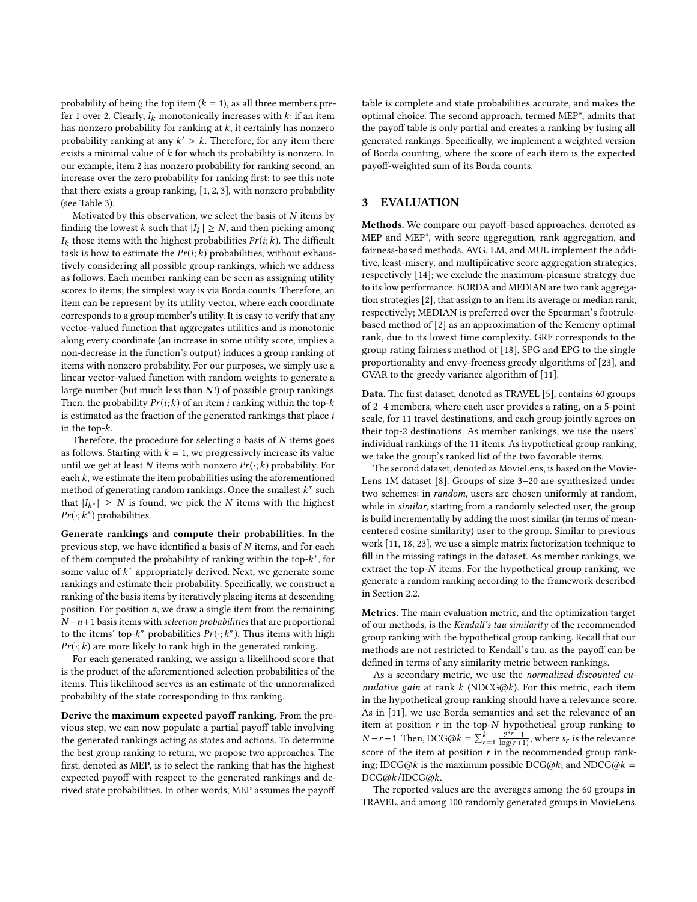probability of being the top item ($k = 1$), as all three members prefer 1 over 2. Clearly, $I_k$ monotonically increases with $k$: if an item has nonzero probability for ranking at $k$, it certainly has nonzero probability ranking at any $k' > k$. Therefore, for any item there exists a minimal value of $k$ for which its probability is nonzero. In our example, item 2 has nonzero probability for ranking second, an increase over the zero probability for ranking first; to see this note that there exists a group ranking, [1, 2, 3], with nonzero probability (see Table 3).

Motivated by this observation, we select the basis of $N$ items by finding the lowest $k$ such that $|I_k| \geq N$, and then picking among $I_k$ those items with the highest probabilities $Pr(i; k)$. The difficult task is how to estimate the $Pr(i; k)$ probabilities, without exhaustively considering all possible group rankings, which we address as follows. Each member ranking can be seen as assigning utility scores to items; the simplest way is via Borda counts. Therefore, an item can be represent by its utility vector, where each coordinate corresponds to a group member's utility. It is easy to verify that any vector-valued function that aggregates utilities and is monotonic along every coordinate (an increase in some utility score, implies a non-decrease in the function's output) induces a group ranking of items with nonzero probability. For our purposes, we simply use a linear vector-valued function with random weights to generate a large number (but much less than $N!$) of possible group rankings. Then, the probability $Pr(i; k)$ of an item $i$ ranking within the top-$k$ is estimated as the fraction of the generated rankings that place $i$ in the top-$k$.

Therefore, the procedure for selecting a basis of $N$ items goes as follows. Starting with $k = 1$, we progressively increase its value until we get at least $N$ items with nonzero $Pr(\cdot; k)$ probability. For each $k$, we estimate the item probabilities using the aforementioned method of generating random rankings. Once the smallest $k^*$ such that $|I_{k^*}| \geq N$ is found, we pick the $N$ items with the highest $Pr(\cdot; k^*)$ probabilities.

**Generate rankings and compute their probabilities.** In the previous step, we have identified a basis of $N$ items, and for each of them computed the probability of ranking within the top-$k^*$, for some value of $k^*$ appropriately derived. Next, we generate some rankings and estimate their probability. Specifically, we construct a ranking of the basis items by iteratively placing items at descending position. For position $n$, we draw a single item from the remaining $N-n+1$ basis items with *selection probabilities* that are proportional to the items' top-$k^*$ probabilities $Pr(\cdot; k^*)$. Thus items with high $Pr(\cdot; k)$ are more likely to rank high in the generated ranking.

For each generated ranking, we assign a likelihood score that is the product of the aforementioned selection probabilities of the items. This likelihood serves as an estimate of the unnormalized probability of the state corresponding to this ranking.

**Derive the maximum expected payoff ranking.** From the previous step, we can now populate a partial payoff table involving the generated rankings acting as states and actions. To determine the best group ranking to return, we propose two approaches. The first, denoted as MEP, is to select the ranking that has the highest expected payoff with respect to the generated rankings and derived state probabilities. In other words, MEP assumes the payoff table is complete and state probabilities accurate, and makes the optimal choice. The second approach, termed MEP*, admits that the payoff table is only partial and creates a ranking by fusing all generated rankings. Specifically, we implement a weighted version of Borda counting, where the score of each item is the expected payoff-weighted sum of its Borda counts.

## 3 EVALUATION

**Methods.** We compare our payoff-based approaches, denoted as MEP and MEP*, with score aggregation, rank aggregation, and fairness-based methods. AVG, LM, and MUL implement the additive, least-misery, and multiplicative score aggregation strategies, respectively [14]; we exclude the maximum-pleasure strategy due to its low performance. BORDA and MEDIAN are two rank aggregation strategies [2], that assign to an item its average or median rank, respectively; MEDIAN is preferred over the Spearman's footrule-based method of [2] as an approximation of the Kemeny optimal rank, due to its lowest time complexity. GRF corresponds to the group rating fairness method of [18], SPG and EPG to the single proportionality and envy-freeness greedy algorithms of [23], and GVAR to the greedy variance algorithm of [11].

**Data.** The first dataset, denoted as TRAVEL [5], contains 60 groups of 2–4 members, where each user provides a rating, on a 5-point scale, for 11 travel destinations, and each group jointly agrees on their top-2 destinations. As member rankings, we use the users' individual rankings of the 11 items. As hypothetical group ranking, we take the group's ranked list of the two favorable items.

The second dataset, denoted as MovieLens, is based on the MovieLens 1M dataset [8]. Groups of size 3–20 are synthesized under two schemes: in *random*, users are chosen uniformly at random, while in *similar*, starting from a randomly selected user, the group is build incrementally by adding the most similar (in terms of mean-centered cosine similarity) user to the group. Similar to previous work [11, 18, 23], we use a simple matrix factorization technique to fill in the missing ratings in the dataset. As member rankings, we extract the top-$N$ items. For the hypothetical group ranking, we generate a random ranking according to the framework described in Section 2.2.

**Metrics.** The main evaluation metric, and the optimization target of our methods, is the *Kendall's tau similarity* of the recommended group ranking with the hypothetical group ranking. Recall that our methods are not restricted to Kendall's tau, as the payoff can be defined in terms of any similarity metric between rankings.

As a secondary metric, we use the *normalized discounted cumulative gain* at rank $k$ (NDCG@$k$). For this metric, each item in the hypothetical group ranking should have a relevance score. As in [11], we use Borda semantics and set the relevance of an item at position $r$ in the top-$N$ hypothetical group ranking to $N - r + 1$. Then, DCG@$k = \sum_{r=1}^{k} \frac{2^{s_r}-1}{\log(r+1)}$, where $s_r$ is the relevance score of the item at position $r$ in the recommended group ranking; IDCG@$k$ is the maximum possible DCG@$k$; and NDCG@$k$ = DCG@$k$/IDCG@$k$.

The reported values are the averages among the 60 groups in TRAVEL, and among 100 randomly generated groups in MovieLens.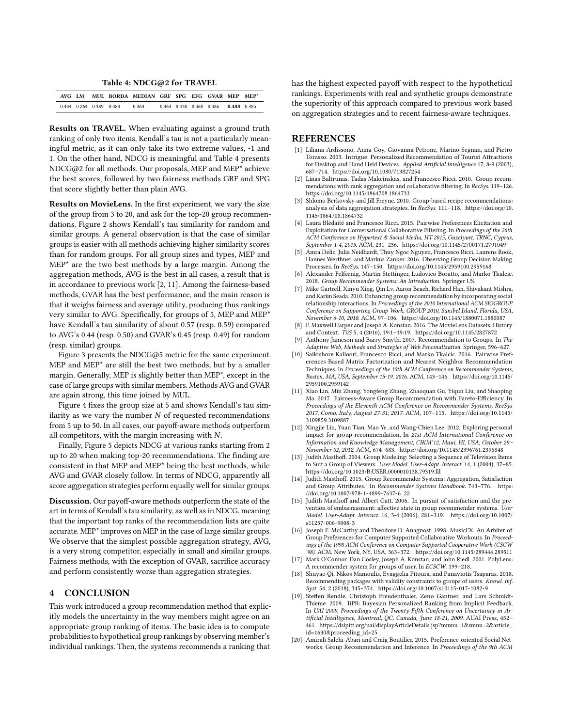**Table 4: NDCG@2 for TRAVEL**

| AVG | LM | MUL | BORDA | MEDIAN | GRF | SPG | EFG | GVAR | MEP | MEP* |
|---|---|---|---|---|---|---|---|---|---|---|
| 0.434 | 0.264 | 0.389 | 0.384 | 0.363 | 0.464 | 0.438 | 0.368 | 0.386 | **0.488** | 0.485 |

**Results on TRAVEL.** When evaluating against a ground truth ranking of only two items, Kendall's tau is not a particularly meaningful metric, as it can only take its two extreme values, -1 and 1. On the other hand, NDCG is meaningful and Table 4 presents NDCG@2 for all methods. Our proposals, MEP and MEP* achieve the best scores, followed by two fairness methods GRF and SPG that score slightly better than plain AVG.

**Results on MovieLens.** In the first experiment, we vary the size of the group from 3 to 20, and ask for the top-20 group recommendations. Figure 2 shows Kendall's tau similarity for random and similar groups. A general observation is that the case of similar groups is easier with all methods achieving higher similarity scores than for random groups. For all group sizes and types, MEP and MEP* are the two best methods by a large margin. Among the aggregation methods, AVG is the best in all cases, a result that is in accordance to previous work [2, 11]. Among the fairness-based methods, GVAR has the best performance, and the main reason is that it weighs fairness and average utility, producing thus rankings very similar to AVG. Specifically, for groups of 5, MEP and MEP* have Kendall's tau similarity of about 0.57 (resp. 0.59) compared to AVG's 0.44 (resp. 0.50) and GVAR's 0.45 (resp. 0.49) for random (resp. similar) groups.

Figure 3 presents the NDCG@5 metric for the same experiment. MEP and MEP* are still the best two methods, but by a smaller margin. Generally, MEP is slightly better than MEP*, except in the case of large groups with similar members. Methods AVG and GVAR are again strong, this time joined by MUL.

Figure 4 fixes the group size at 5 and shows Kendall's tau similarity as we vary the number $N$ of requested recommendations from 5 up to 50. In all cases, our payoff-aware methods outperform all competitors, with the margin increasing with $N$.

Finally, Figure 5 depicts NDCG at various ranks starting from 2 up to 20 when making top-20 recommendations. The finding are consistent in that MEP and MEP* being the best methods, while AVG and GVAR closely follow. In terms of NDCG, apparently all score aggregation strategies perform equally well for similar groups.

**Discussion.** Our payoff-aware methods outperform the state of the art in terms of Kendall's tau similarity, as well as in NDCG, meaning that the important top ranks of the recommendation lists are quite accurate. MEP* improves on MEP in the case of large similar groups. We observe that the simplest possible aggregation strategy, AVG, is a very strong competitor, especially in small and similar groups. Fairness methods, with the exception of GVAR, sacrifice accuracy and perform consistently worse than aggregation strategies.

## 4 CONCLUSION

This work introduced a group recommendation method that explicitly models the uncertainty in the way members might agree on an appropriate group ranking of items. The basic idea is to compute probabilities to hypothetical group rankings by observing member's individual rankings. Then, the systems recommends a ranking that has the highest expected payoff with respect to the hypothetical rankings. Experiments with real and synthetic groups demonstrate the superiority of this approach compared to previous work based on aggregation strategies and to recent fairness-aware techniques.

## REFERENCES

[1] Liliana Ardissono, Anna Goy, Giovanna Petrone, Marino Segnan, and Pietro Torasso. 2003. Intrigue: Personalized Recommendation of Tourist Attractions for Desktop and Hand Held Devices. *Applied Artificial Intelligence* 17, 8-9 (2003), 687–714. https://doi.org/10.1080/713827254

[2] Linas Baltrunas, Tadas Makcinskas, and Francesco Ricci. 2010. Group recommendations with rank aggregation and collaborative filtering. In *RecSys*. 119–126. https://doi.org/10.1145/1864708.1864733

[3] Shlomo Berkovsky and Jill Freyne. 2010. Group-based recipe recommendations: analysis of data aggregation strategies. In *RecSys*. 111–118. https://doi.org/10.1145/1864708.1864732

[4] Laura Blédaité and Francesco Ricci. 2015. Pairwise Preferences Elicitation and Exploitation for Conversational Collaborative Filtering. In *Proceedings of the 26th ACM Conference on Hypertext & Social Media, HT 2015, Guzelyurt, TRNC, Cyprus, September 1-4, 2015*. ACM, 231–236. https://doi.org/10.1145/2700171.2791049

[5] Amra Delic, Julia Neidhardt, Thuy Ngoc Nguyen, Francesco Ricci, Laurens Rook, Hannes Werthner, and Markus Zanker. 2016. Observing Group Decision Making Processes. In *RecSys*. 147–150. https://doi.org/10.1145/2959100.2959168

[6] Alexander Felfernig, Martin Stettinger, Ludovico Boratto, and Marko Tkalcic. 2018. *Group Recommender Systems: An Introduction*. Springer US.

[7] Mike Gartrell, Xinyu Xing, Qin Lv, Aaron Beach, Richard Han, Shivakant Mishra, and Karim Seada. 2010. Enhancing group recommendation by incorporating social relationship interactions. In *Proceedings of the 2010 International ACM SIGGROUP Conference on Supporting Group Work, GROUP 2010, Sanibel Island, Florida, USA, November 6-10, 2010*. ACM, 97–106. https://doi.org/10.1145/1880071.1880087

[8] F. Maxwell Harper and Joseph A. Konstan. 2016. The MovieLens Datasets: History and Context. *TiiS* 5, 4 (2016), 19:1–19:19. https://doi.org/10.1145/2827872

[9] Anthony Jameson and Barry Smyth. 2007. Recommendation to Groups. In *The Adaptive Web, Methods and Strategies of Web Personalization*. Springer, 596–627.

[10] Saikishore Kalloori, Francesco Ricci, and Marko Tkalcic. 2016. Pairwise Preferences Based Matrix Factorization and Nearest Neighbor Recommendation Techniques. In *Proceedings of the 10th ACM Conference on Recommender Systems, Boston, MA, USA, September 15-19, 2016*. ACM, 143–146. https://doi.org/10.1145/2959100.2959142

[11] Xiao Lin, Min Zhang, Yongfeng Zhang, Zhaoquan Gu, Yiqun Liu, and Shaoping Ma. 2017. Fairness-Aware Group Recommendation with Pareto-Efficiency. In *Proceedings of the Eleventh ACM Conference on Recommender Systems, RecSys 2017, Como, Italy, August 27-31, 2017*. ACM, 107–115. https://doi.org/10.1145/3109859.3109887

[12] Xingjie Liu, Yuan Tian, Mao Ye, and Wang-Chien Lee. 2012. Exploring personal impact for group recommendation. In *21st ACM International Conference on Information and Knowledge Management, CIKM'12, Maui, HI, USA, October 29 - November 02, 2012*. ACM, 674–683. https://doi.org/10.1145/2396761.2396848

[13] Judith Masthoff. 2004. Group Modeling: Selecting a Sequence of Television Items to Suit a Group of Viewers. *User Model. User-Adapt. Interact.* 14, 1 (2004), 37–85. https://doi.org/10.1023/B:USER.0000010138.79319.fd

[14] Judith Masthoff. 2015. Group Recommender Systems: Aggregation, Satisfaction and Group Attributes. In *Recommender Systems Handbook*. 743–776. https://doi.org/10.1007/978-1-4899-7637-6_22

[15] Judith Masthoff and Albert Gatt. 2006. In pursuit of satisfaction and the prevention of embarrassment: affective state in group recommender systems. *User Model. User-Adapt. Interact.* 16, 3-4 (2006), 281–319. https://doi.org/10.1007/s11257-006-9008-3

[16] Joseph F. McCarthy and Theodore D. Anagnost. 1998. MusicFX: An Arbiter of Group Preferences for Computer Supported Collaborative Workouts. In *Proceedings of the 1998 ACM Conference on Computer Supported Cooperative Work (CSCW '98)*. ACM, New York, NY, USA, 363–372. https://doi.org/10.1145/289444.289511

[17] Mark O'Connor, Dan Cosley, Joseph A. Konstan, and John Riedl. 2001. PolyLens: A recommender system for groups of user. In *ECSCW*. 199–218.

[18] Shuyao Qi, Nikos Mamoulis, Evaggelia Pitoura, and Panayiotis Tsaparas. 2018. Recommending packages with validity constraints to groups of users. *Knowl. Inf. Syst.* 54, 2 (2018), 345–374. https://doi.org/10.1007/s10115-017-1082-9

[19] Steffen Rendle, Christoph Freudenthaler, Zeno Gantner, and Lars Schmidt-Thieme. 2009. BPR: Bayesian Personalized Ranking from Implicit Feedback. In *UAI 2009, Proceedings of the Twenty-Fifth Conference on Uncertainty in Artificial Intelligence, Montreal, QC, Canada, June 18-21, 2009*. AUAI Press, 452–461. https://dslpitt.org/uai/displayArticleDetails.jsp?mmnu=1&smnu=2&article_id=1630&proceeding_id=25

[20] Amirali Salehi-Abari and Craig Boutilier. 2015. Preference-oriented Social Networks: Group Recommendation and Inference. In *Proceedings of the 9th ACM*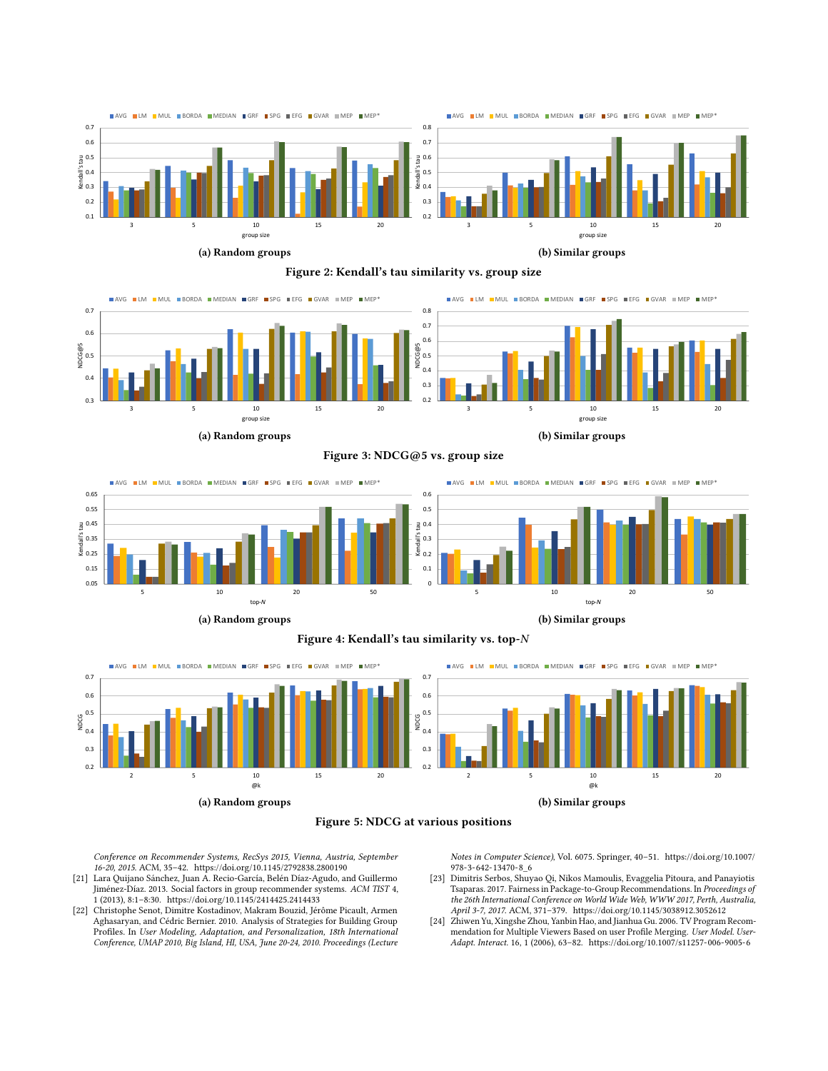AVG LM MUL BORDA MEDIAN GRF SPG EFG GVAR MEP MEP*

Kendall's tau

0.7 0.6 0.5 0.4 0.3 0.2 0.1

3 5 10 15 20

group size

(a) Random groups

AVG LM MUL BORDA MEDIAN GRF SPG EFG GVAR MEP MEP*

Kendall's tau

0.8 0.7 0.6 0.5 0.4 0.3 0.2

3 5 10 15 20

group size

(b) Similar groups

**Figure 2: Kendall's tau similarity vs. group size**

AVG LM MUL BORDA MEDIAN GRF SPG EFG GVAR MEP MEP*

NDCG@5

0.7 0.6 0.5 0.4 0.3

3 5 10 15 20

group size

(a) Random groups

AVG LM MUL BORDA MEDIAN GRF SPG EFG GVAR MEP MEP*

NDCG@5

0.8 0.7 0.6 0.5 0.4 0.3 0.2

3 5 10 15 20

group size

(b) Similar groups

**Figure 3: NDCG@5 vs. group size**

AVG LM MUL BORDA MEDIAN GRF SPG EFG GVAR MEP MEP*

Kendall's tau

0.65 0.55 0.45 0.35 0.25 0.15 0.05

5 10 20 50

top-*N*

(a) Random groups

AVG LM MUL BORDA MEDIAN GRF SPG EFG GVAR MEP MEP*

Kendall's tau

0.6 0.5 0.4 0.3 0.2 0.1 0

5 10 20 50

top-*N*

(b) Similar groups

**Figure 4: Kendall's tau similarity vs. top-*N***

AVG LM MUL BORDA MEDIAN GRF SPG EFG GVAR MEP MEP*

NDCG

0.7 0.6 0.5 0.4 0.3 0.2

2 5 10 15 20

@k

(a) Random groups

AVG LM MUL BORDA MEDIAN GRF SPG EFG GVAR MEP MEP*

NDCG

0.7 0.6 0.5 0.4 0.3 0.2

2 5 10 15 20

@k

(b) Similar groups

**Figure 5: NDCG at various positions**

*Conference on Recommender Systems, RecSys 2015, Vienna, Austria, September 16-20, 2015.* ACM, 35–42. https://doi.org/10.1145/2792838.2800190

[21] Lara Quijano Sánchez, Juan A. Recio-García, Belén Díaz-Agudo, and Guillermo Jiménez-Díaz. 2013. Social factors in group recommender systems. *ACM TIST* 4, 1 (2013), 8:1–8:30. https://doi.org/10.1145/2414425.2414433

[22] Christophe Senot, Dimitre Kostadinov, Makram Bouzid, Jérôme Picault, Armen Aghasaryan, and Cédric Bernier. 2010. Analysis of Strategies for Building Group Profiles. In *User Modeling, Adaptation, and Personalization, 18th International Conference, UMAP 2010, Big Island, HI, USA, June 20-24, 2010. Proceedings (Lecture Notes in Computer Science)*, Vol. 6075. Springer, 40–51. https://doi.org/10.1007/978-3-642-13470-8_6

[23] Dimitris Serbos, Shuyao Qi, Nikos Mamoulis, Evaggelia Pitoura, and Panayiotis Tsaparas. 2017. Fairness in Package-to-Group Recommendations. In *Proceedings of the 26th International Conference on World Wide Web, WWW 2017, Perth, Australia, April 3-7, 2017.* ACM, 371–379. https://doi.org/10.1145/3038912.3052612

[24] Zhiwen Yu, Xingshe Zhou, Yanbin Hao, and Jianhua Gu. 2006. TV Program Recommendation for Multiple Viewers Based on user Profile Merging. *User Model. User-Adapt. Interact.* 16, 1 (2006), 63–82. https://doi.org/10.1007/s11257-006-9005-6